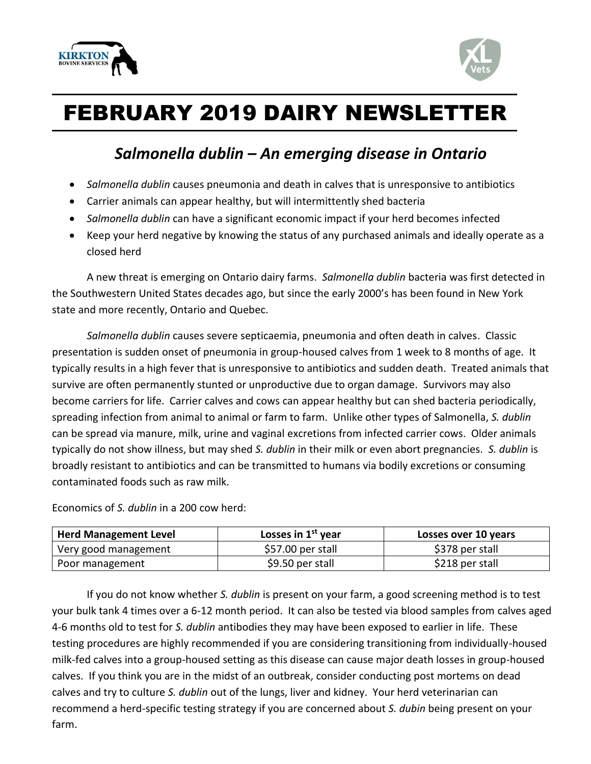# FEBRUARY 2019 DAIRY NEWSLETTER

## *Salmonella dublin* – An emerging disease in Ontario

- *Salmonella dublin* causes pneumonia and death in calves that is unresponsive to antibiotics
- Carrier animals can appear healthy, but will intermittently shed bacteria
- *Salmonella dublin* can have a significant economic impact if your herd becomes infected
- Keep your herd negative by knowing the status of any purchased animals and ideally operate as a closed herd

A new threat is emerging on Ontario dairy farms. *Salmonella dublin* bacteria was first detected in the Southwestern United States decades ago, but since the early 2000's has been found in New York state and more recently, Ontario and Quebec.

*Salmonella dublin* causes severe septicaemia, pneumonia and often death in calves. Classic presentation is sudden onset of pneumonia in group-housed calves from 1 week to 8 months of age. It typically results in a high fever that is unresponsive to antibiotics and sudden death. Treated animals that survive are often permanently stunted or unproductive due to organ damage. Survivors may also become carriers for life. Carrier calves and cows can appear healthy but can shed bacteria periodically, spreading infection from animal to animal or farm to farm. Unlike other types of Salmonella, *S. dublin* can be spread via manure, milk, urine and vaginal excretions from infected carrier cows. Older animals typically do not show illness, but may shed *S. dublin* in their milk or even abort pregnancies. *S. dublin* is broadly resistant to antibiotics and can be transmitted to humans via bodily excretions or consuming contaminated foods such as raw milk.

Economics of *S. dublin* in a 200 cow herd:

| Herd Management Level | Losses in 1st year | Losses over 10 years |
|---|---|---|
| Very good management | $57.00 per stall | $378 per stall |
| Poor management | $9.50 per stall | $218 per stall |

If you do not know whether *S. dublin* is present on your farm, a good screening method is to test your bulk tank 4 times over a 6-12 month period. It can also be tested via blood samples from calves aged 4-6 months old to test for *S. dublin* antibodies they may have been exposed to earlier in life. These testing procedures are highly recommended if you are considering transitioning from individually-housed milk-fed calves into a group-housed setting as this disease can cause major death losses in group-housed calves. If you think you are in the midst of an outbreak, consider conducting post mortems on dead calves and try to culture *S. dublin* out of the lungs, liver and kidney. Your herd veterinarian can recommend a herd-specific testing strategy if you are concerned about *S. dubin* being present on your farm.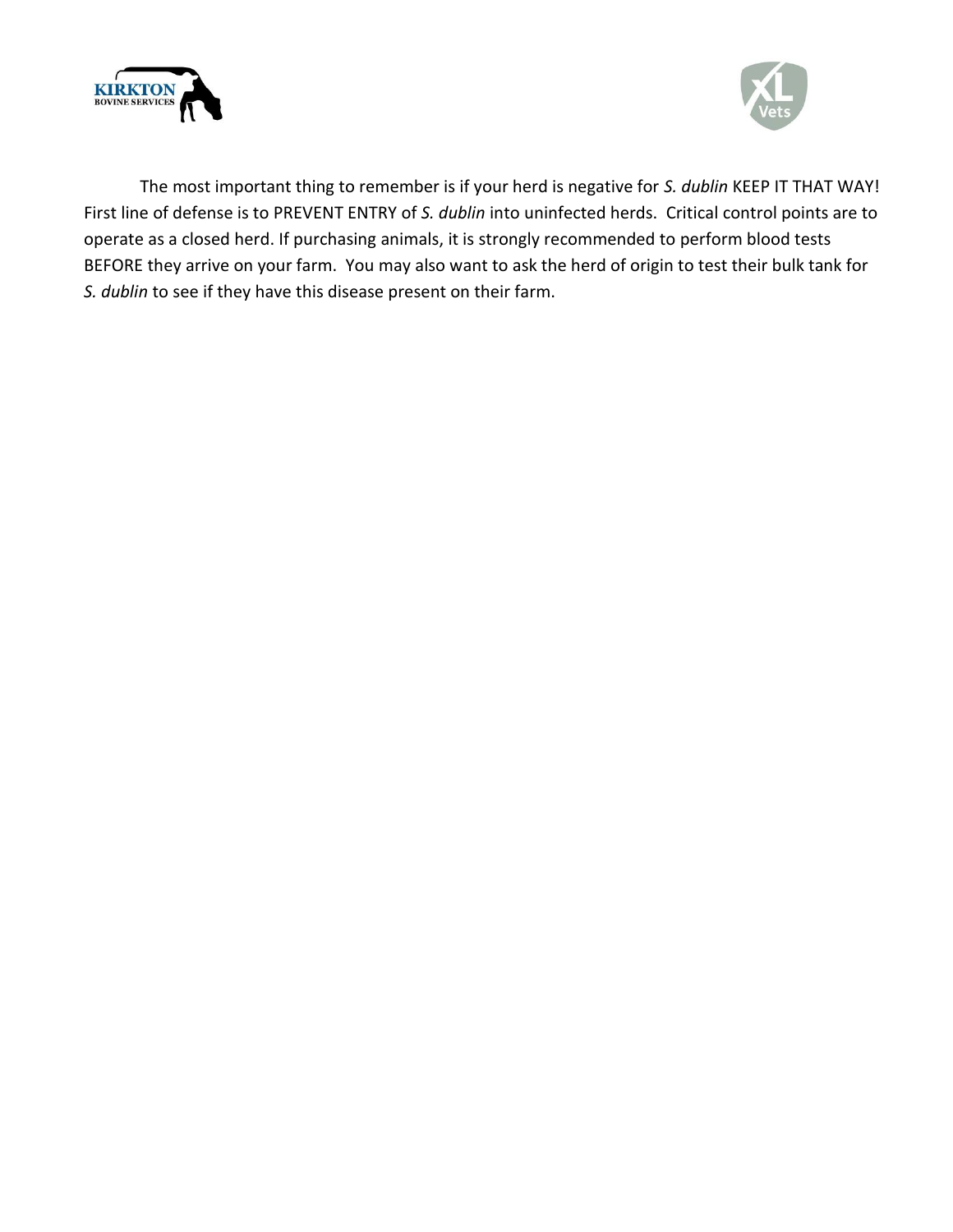The most important thing to remember is if your herd is negative for *S. dublin* KEEP IT THAT WAY! First line of defense is to PREVENT ENTRY of *S. dublin* into uninfected herds. Critical control points are to operate as a closed herd. If purchasing animals, it is strongly recommended to perform blood tests BEFORE they arrive on your farm. You may also want to ask the herd of origin to test their bulk tank for *S. dublin* to see if they have this disease present on their farm.